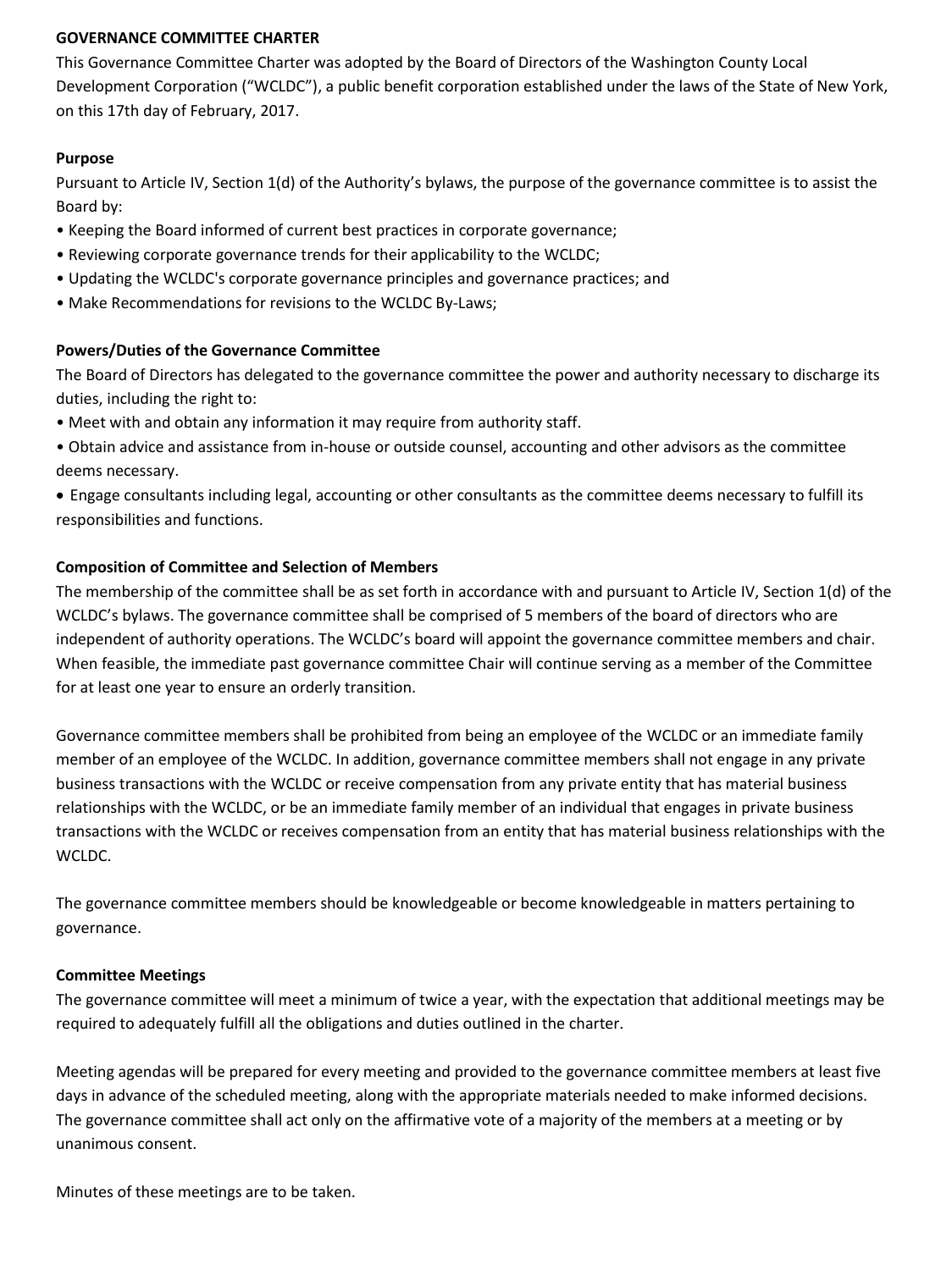**GOVERNANCE COMMITTEE CHARTER**

This Governance Committee Charter was adopted by the Board of Directors of the Washington County Local Development Corporation ("WCLDC"), a public benefit corporation established under the laws of the State of New York, on this 17th day of February, 2017.

**Purpose**

Pursuant to Article IV, Section 1(d) of the Authority's bylaws, the purpose of the governance committee is to assist the Board by:

- Keeping the Board informed of current best practices in corporate governance;
- Reviewing corporate governance trends for their applicability to the WCLDC;
- Updating the WCLDC's corporate governance principles and governance practices; and
- Make Recommendations for revisions to the WCLDC By-Laws;

**Powers/Duties of the Governance Committee**

The Board of Directors has delegated to the governance committee the power and authority necessary to discharge its duties, including the right to:

- Meet with and obtain any information it may require from authority staff.
- Obtain advice and assistance from in-house or outside counsel, accounting and other advisors as the committee deems necessary.
- Engage consultants including legal, accounting or other consultants as the committee deems necessary to fulfill its responsibilities and functions.

**Composition of Committee and Selection of Members**

The membership of the committee shall be as set forth in accordance with and pursuant to Article IV, Section 1(d) of the WCLDC's bylaws. The governance committee shall be comprised of 5 members of the board of directors who are independent of authority operations. The WCLDC's board will appoint the governance committee members and chair. When feasible, the immediate past governance committee Chair will continue serving as a member of the Committee for at least one year to ensure an orderly transition.

Governance committee members shall be prohibited from being an employee of the WCLDC or an immediate family member of an employee of the WCLDC. In addition, governance committee members shall not engage in any private business transactions with the WCLDC or receive compensation from any private entity that has material business relationships with the WCLDC, or be an immediate family member of an individual that engages in private business transactions with the WCLDC or receives compensation from an entity that has material business relationships with the WCLDC.

The governance committee members should be knowledgeable or become knowledgeable in matters pertaining to governance.

**Committee Meetings**

The governance committee will meet a minimum of twice a year, with the expectation that additional meetings may be required to adequately fulfill all the obligations and duties outlined in the charter.

Meeting agendas will be prepared for every meeting and provided to the governance committee members at least five days in advance of the scheduled meeting, along with the appropriate materials needed to make informed decisions. The governance committee shall act only on the affirmative vote of a majority of the members at a meeting or by unanimous consent.

Minutes of these meetings are to be taken.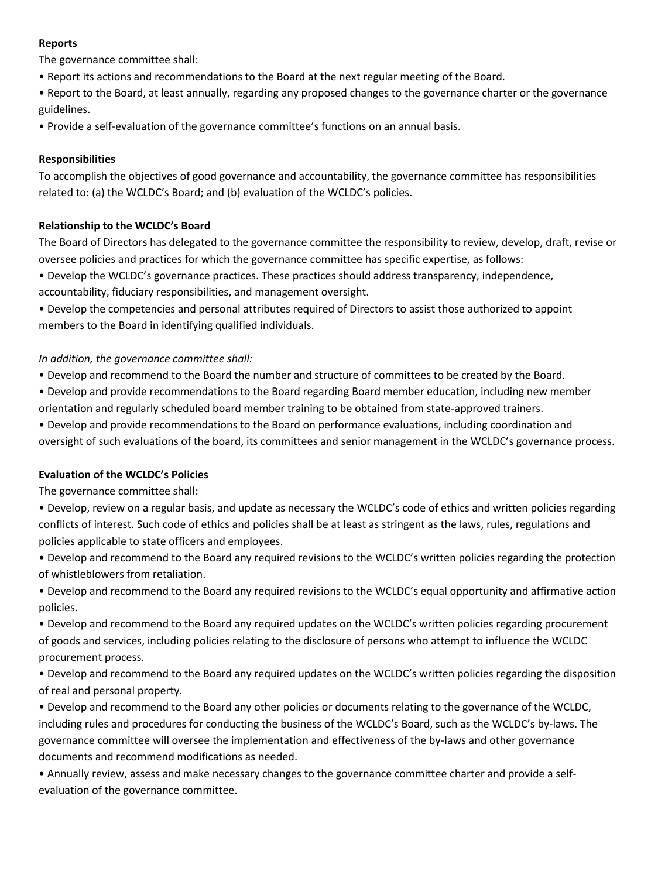**Reports**

The governance committee shall:

- Report its actions and recommendations to the Board at the next regular meeting of the Board.
- Report to the Board, at least annually, regarding any proposed changes to the governance charter or the governance guidelines.
- Provide a self-evaluation of the governance committee's functions on an annual basis.

**Responsibilities**

To accomplish the objectives of good governance and accountability, the governance committee has responsibilities related to: (a) the WCLDC's Board; and (b) evaluation of the WCLDC's policies.

**Relationship to the WCLDC's Board**

The Board of Directors has delegated to the governance committee the responsibility to review, develop, draft, revise or oversee policies and practices for which the governance committee has specific expertise, as follows:

- Develop the WCLDC's governance practices. These practices should address transparency, independence, accountability, fiduciary responsibilities, and management oversight.
- Develop the competencies and personal attributes required of Directors to assist those authorized to appoint members to the Board in identifying qualified individuals.

*In addition, the governance committee shall:*

- Develop and recommend to the Board the number and structure of committees to be created by the Board.
- Develop and provide recommendations to the Board regarding Board member education, including new member orientation and regularly scheduled board member training to be obtained from state-approved trainers.
- Develop and provide recommendations to the Board on performance evaluations, including coordination and oversight of such evaluations of the board, its committees and senior management in the WCLDC's governance process.

**Evaluation of the WCLDC's Policies**

The governance committee shall:

- Develop, review on a regular basis, and update as necessary the WCLDC's code of ethics and written policies regarding conflicts of interest. Such code of ethics and policies shall be at least as stringent as the laws, rules, regulations and policies applicable to state officers and employees.
- Develop and recommend to the Board any required revisions to the WCLDC's written policies regarding the protection of whistleblowers from retaliation.
- Develop and recommend to the Board any required revisions to the WCLDC's equal opportunity and affirmative action policies.
- Develop and recommend to the Board any required updates on the WCLDC's written policies regarding procurement of goods and services, including policies relating to the disclosure of persons who attempt to influence the WCLDC procurement process.
- Develop and recommend to the Board any required updates on the WCLDC's written policies regarding the disposition of real and personal property.
- Develop and recommend to the Board any other policies or documents relating to the governance of the WCLDC, including rules and procedures for conducting the business of the WCLDC's Board, such as the WCLDC's by-laws. The governance committee will oversee the implementation and effectiveness of the by-laws and other governance documents and recommend modifications as needed.
- Annually review, assess and make necessary changes to the governance committee charter and provide a self-evaluation of the governance committee.